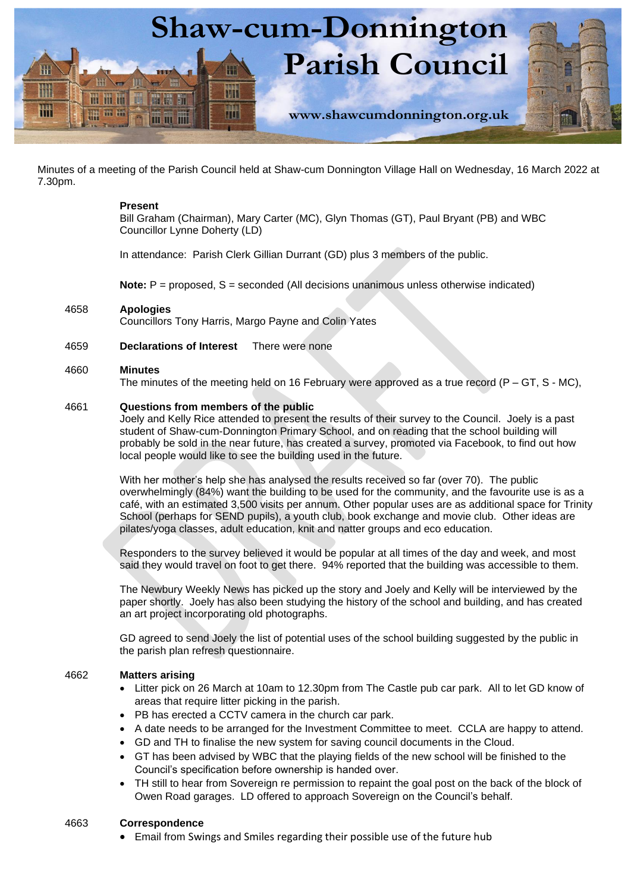# Shaw-cum-Donnington Parish Council

www.shawcumdonnington.org.uk

Minutes of a meeting of the Parish Council held at Shaw-cum Donnington Village Hall on Wednesday, 16 March 2022 at 7.30pm.

**Present**
Bill Graham (Chairman), Mary Carter (MC), Glyn Thomas (GT), Paul Bryant (PB) and WBC Councillor Lynne Doherty (LD)

In attendance: Parish Clerk Gillian Durrant (GD) plus 3 members of the public.

**Note:** P = proposed, S = seconded (All decisions unanimous unless otherwise indicated)

4658 **Apologies**
Councillors Tony Harris, Margo Payne and Colin Yates

4659 **Declarations of Interest** There were none

4660 **Minutes**
The minutes of the meeting held on 16 February were approved as a true record (P – GT, S - MC),

4661 **Questions from members of the public**
Joely and Kelly Rice attended to present the results of their survey to the Council. Joely is a past student of Shaw-cum-Donnington Primary School, and on reading that the school building will probably be sold in the near future, has created a survey, promoted via Facebook, to find out how local people would like to see the building used in the future.

With her mother's help she has analysed the results received so far (over 70). The public overwhelmingly (84%) want the building to be used for the community, and the favourite use is as a café, with an estimated 3,500 visits per annum. Other popular uses are as additional space for Trinity School (perhaps for SEND pupils), a youth club, book exchange and movie club. Other ideas are pilates/yoga classes, adult education, knit and natter groups and eco education.

Responders to the survey believed it would be popular at all times of the day and week, and most said they would travel on foot to get there. 94% reported that the building was accessible to them.

The Newbury Weekly News has picked up the story and Joely and Kelly will be interviewed by the paper shortly. Joely has also been studying the history of the school and building, and has created an art project incorporating old photographs.

GD agreed to send Joely the list of potential uses of the school building suggested by the public in the parish plan refresh questionnaire.

4662 **Matters arising**

- Litter pick on 26 March at 10am to 12.30pm from The Castle pub car park. All to let GD know of areas that require litter picking in the parish.
- PB has erected a CCTV camera in the church car park.
- A date needs to be arranged for the Investment Committee to meet. CCLA are happy to attend.
- GD and TH to finalise the new system for saving council documents in the Cloud.
- GT has been advised by WBC that the playing fields of the new school will be finished to the Council's specification before ownership is handed over.
- TH still to hear from Sovereign re permission to repaint the goal post on the back of the block of Owen Road garages. LD offered to approach Sovereign on the Council's behalf.

4663 **Correspondence**

- Email from Swings and Smiles regarding their possible use of the future hub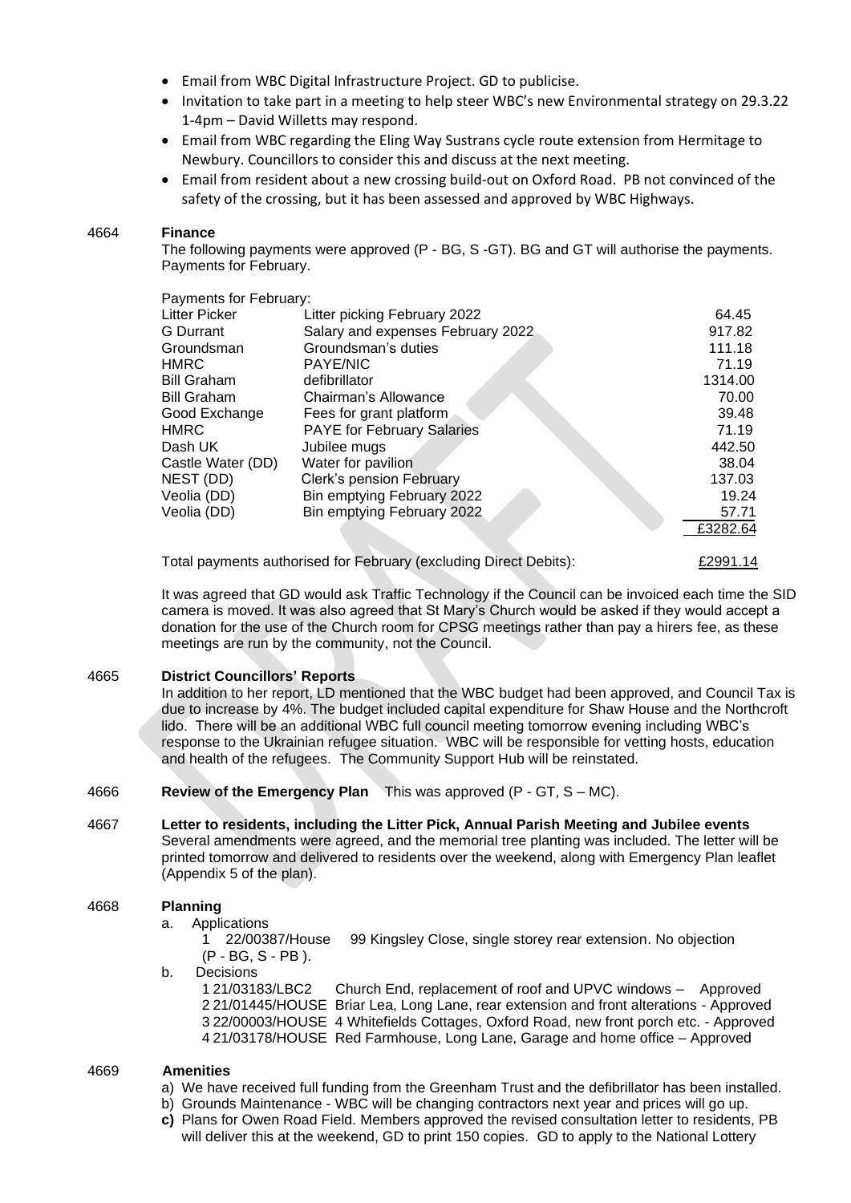- Email from WBC Digital Infrastructure Project. GD to publicise.
- Invitation to take part in a meeting to help steer WBC's new Environmental strategy on 29.3.22 1-4pm – David Willetts may respond.
- Email from WBC regarding the Eling Way Sustrans cycle route extension from Hermitage to Newbury. Councillors to consider this and discuss at the next meeting.
- Email from resident about a new crossing build-out on Oxford Road. PB not convinced of the safety of the crossing, but it has been assessed and approved by WBC Highways.

4664 **Finance**

The following payments were approved (P - BG, S -GT). BG and GT will authorise the payments. Payments for February.

Payments for February:

| | | |
|---|---|---|
| Litter Picker | Litter picking February 2022 | 64.45 |
| G Durrant | Salary and expenses February 2022 | 917.82 |
| Groundsman | Groundsman's duties | 111.18 |
| HMRC | PAYE/NIC | 71.19 |
| Bill Graham | defibrillator | 1314.00 |
| Bill Graham | Chairman's Allowance | 70.00 |
| Good Exchange | Fees for grant platform | 39.48 |
| HMRC | PAYE for February Salaries | 71.19 |
| Dash UK | Jubilee mugs | 442.50 |
| Castle Water (DD) | Water for pavilion | 38.04 |
| NEST (DD) | Clerk's pension February | 137.03 |
| Veolia (DD) | Bin emptying February 2022 | 19.24 |
| Veolia (DD) | Bin emptying February 2022 | 57.71 |
| | | £3282.64 |

Total payments authorised for February (excluding Direct Debits): £2991.14

It was agreed that GD would ask Traffic Technology if the Council can be invoiced each time the SID camera is moved. It was also agreed that St Mary's Church would be asked if they would accept a donation for the use of the Church room for CPSG meetings rather than pay a hirers fee, as these meetings are run by the community, not the Council.

4665 **District Councillors' Reports**

In addition to her report, LD mentioned that the WBC budget had been approved, and Council Tax is due to increase by 4%. The budget included capital expenditure for Shaw House and the Northcroft lido. There will be an additional WBC full council meeting tomorrow evening including WBC's response to the Ukrainian refugee situation. WBC will be responsible for vetting hosts, education and health of the refugees. The Community Support Hub will be reinstated.

4666 **Review of the Emergency Plan** This was approved (P - GT, S – MC).

4667 **Letter to residents, including the Litter Pick, Annual Parish Meeting and Jubilee events**

Several amendments were agreed, and the memorial tree planting was included. The letter will be printed tomorrow and delivered to residents over the weekend, along with Emergency Plan leaflet (Appendix 5 of the plan).

4668 **Planning**

a. Applications
   1 22/00387/House 99 Kingsley Close, single storey rear extension. No objection (P - BG, S - PB ).
b. Decisions
   1 21/03183/LBC2 Church End, replacement of roof and UPVC windows – Approved
   2 21/01445/HOUSE Briar Lea, Long Lane, rear extension and front alterations - Approved
   3 22/00003/HOUSE 4 Whitefields Cottages, Oxford Road, new front porch etc. - Approved
   4 21/03178/HOUSE Red Farmhouse, Long Lane, Garage and home office – Approved

4669 **Amenities**

a) We have received full funding from the Greenham Trust and the defibrillator has been installed.
b) Grounds Maintenance - WBC will be changing contractors next year and prices will go up.
**c)** Plans for Owen Road Field. Members approved the revised consultation letter to residents, PB will deliver this at the weekend, GD to print 150 copies. GD to apply to the National Lottery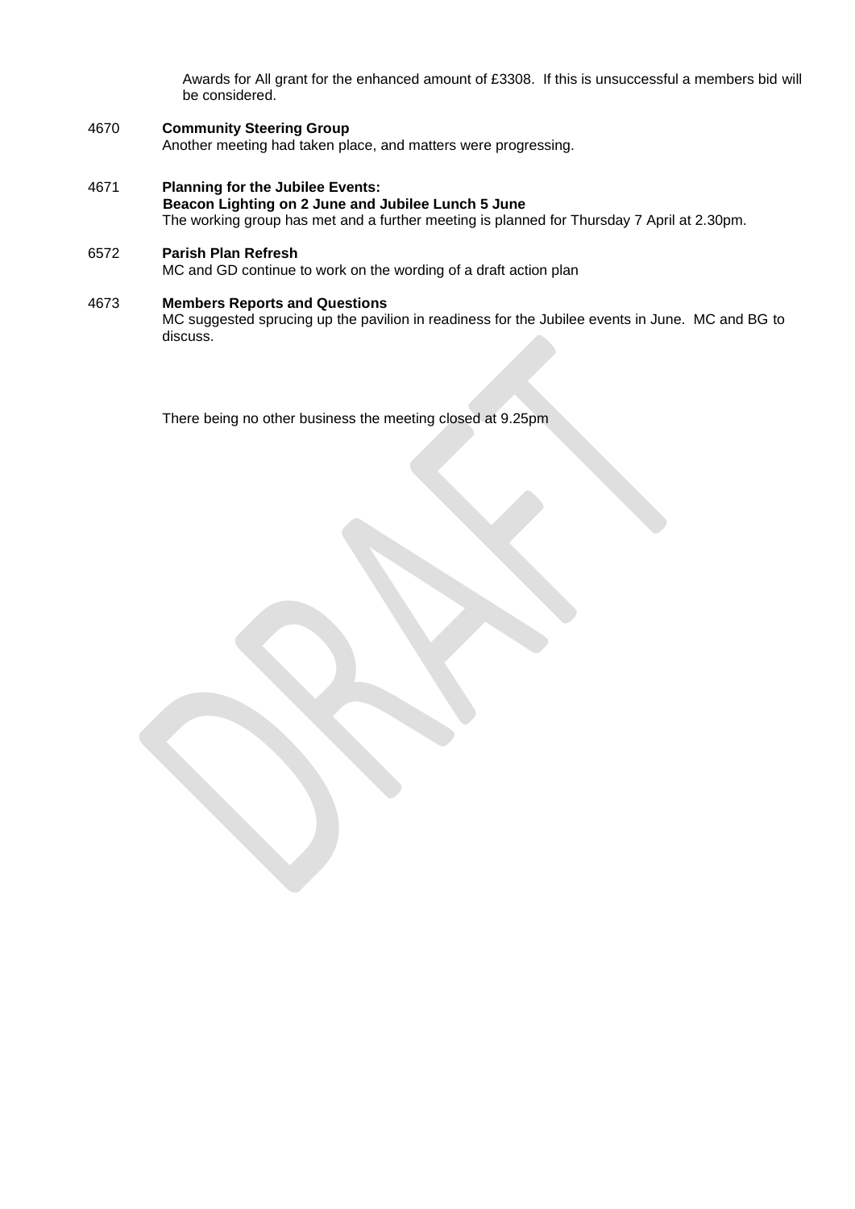Awards for All grant for the enhanced amount of £3308. If this is unsuccessful a members bid will be considered.

4670 **Community Steering Group**
Another meeting had taken place, and matters were progressing.

4671 **Planning for the Jubilee Events:**
**Beacon Lighting on 2 June and Jubilee Lunch 5 June**
The working group has met and a further meeting is planned for Thursday 7 April at 2.30pm.

6572 **Parish Plan Refresh**
MC and GD continue to work on the wording of a draft action plan

4673 **Members Reports and Questions**
MC suggested sprucing up the pavilion in readiness for the Jubilee events in June. MC and BG to discuss.

There being no other business the meeting closed at 9.25pm

DRAFT